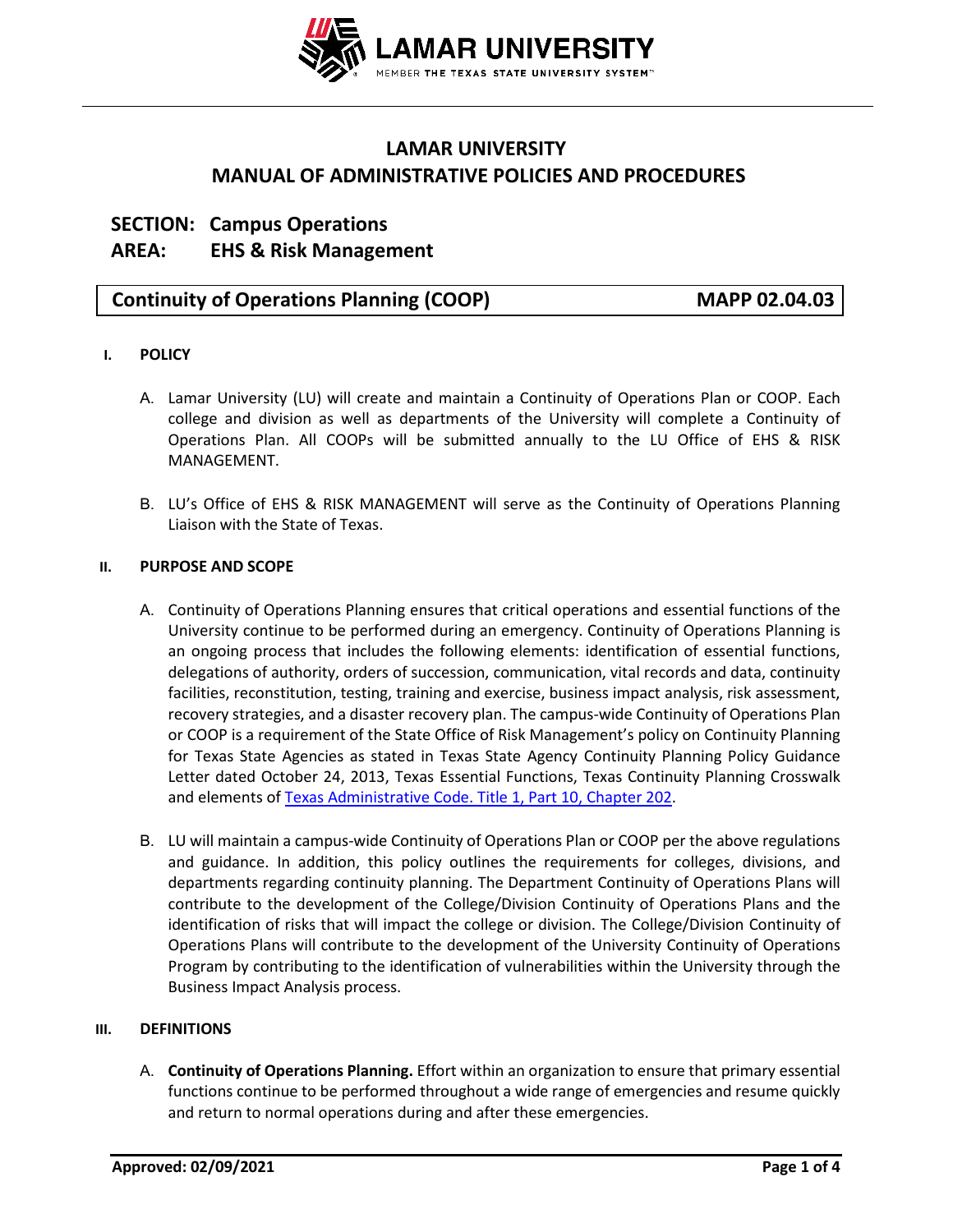# LAMAR UNIVERSITY
# MANUAL OF ADMINISTRATIVE POLICIES AND PROCEDURES

**SECTION: Campus Operations**
**AREA: EHS & Risk Management**

## Continuity of Operations Planning (COOP) — MAPP 02.04.03

### I. POLICY

A. Lamar University (LU) will create and maintain a Continuity of Operations Plan or COOP. Each college and division as well as departments of the University will complete a Continuity of Operations Plan. All COOPs will be submitted annually to the LU Office of EHS & RISK MANAGEMENT.

B. LU's Office of EHS & RISK MANAGEMENT will serve as the Continuity of Operations Planning Liaison with the State of Texas.

### II. PURPOSE AND SCOPE

A. Continuity of Operations Planning ensures that critical operations and essential functions of the University continue to be performed during an emergency. Continuity of Operations Planning is an ongoing process that includes the following elements: identification of essential functions, delegations of authority, orders of succession, communication, vital records and data, continuity facilities, reconstitution, testing, training and exercise, business impact analysis, risk assessment, recovery strategies, and a disaster recovery plan. The campus-wide Continuity of Operations Plan or COOP is a requirement of the State Office of Risk Management's policy on Continuity Planning for Texas State Agencies as stated in Texas State Agency Continuity Planning Policy Guidance Letter dated October 24, 2013, Texas Essential Functions, Texas Continuity Planning Crosswalk and elements of Texas Administrative Code. Title 1, Part 10, Chapter 202.

B. LU will maintain a campus-wide Continuity of Operations Plan or COOP per the above regulations and guidance. In addition, this policy outlines the requirements for colleges, divisions, and departments regarding continuity planning. The Department Continuity of Operations Plans will contribute to the development of the College/Division Continuity of Operations Plans and the identification of risks that will impact the college or division. The College/Division Continuity of Operations Plans will contribute to the development of the University Continuity of Operations Program by contributing to the identification of vulnerabilities within the University through the Business Impact Analysis process.

### III. DEFINITIONS

A. **Continuity of Operations Planning.** Effort within an organization to ensure that primary essential functions continue to be performed throughout a wide range of emergencies and resume quickly and return to normal operations during and after these emergencies.

**Approved: 02/09/2021**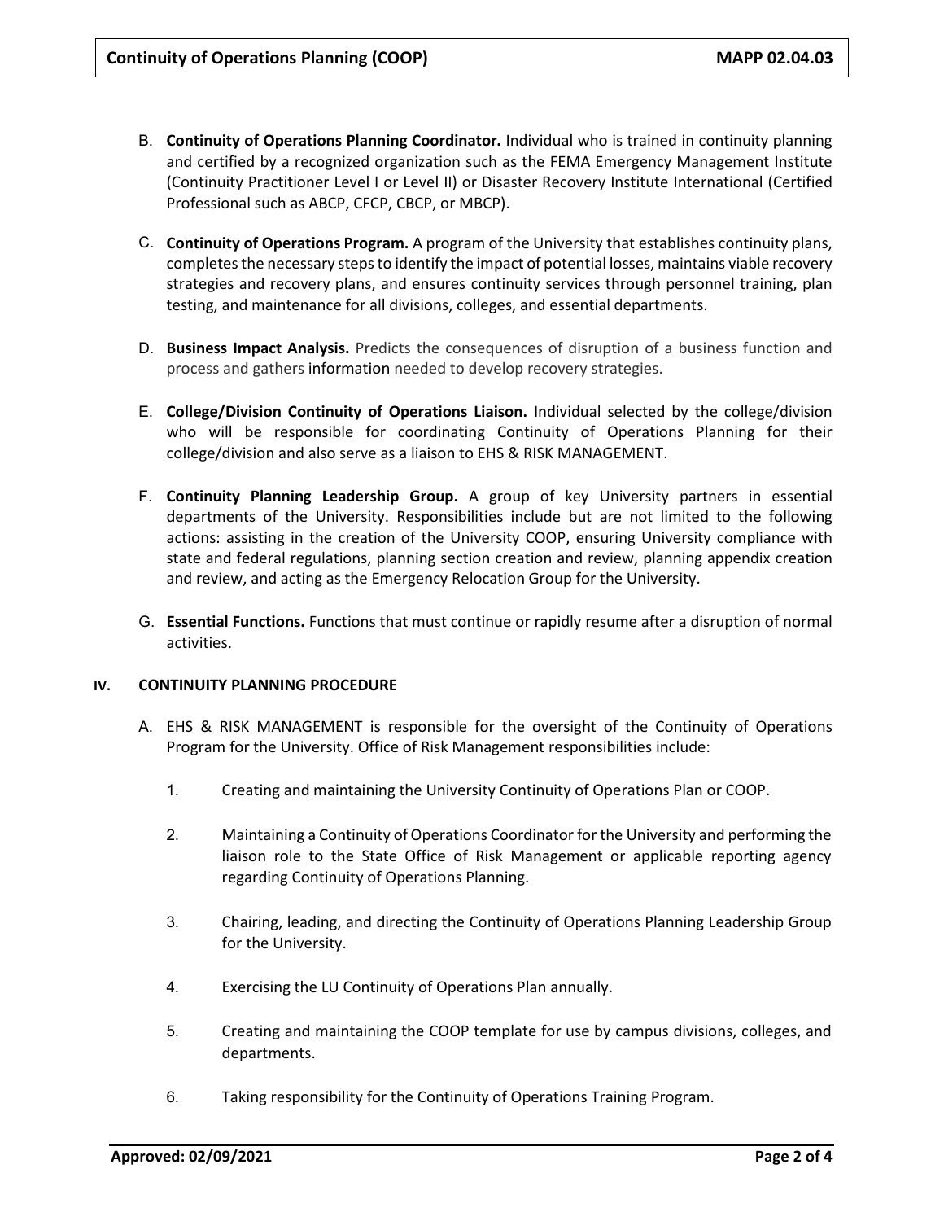B. **Continuity of Operations Planning Coordinator.** Individual who is trained in continuity planning and certified by a recognized organization such as the FEMA Emergency Management Institute (Continuity Practitioner Level I or Level II) or Disaster Recovery Institute International (Certified Professional such as ABCP, CFCP, CBCP, or MBCP).

C. **Continuity of Operations Program.** A program of the University that establishes continuity plans, completes the necessary steps to identify the impact of potential losses, maintains viable recovery strategies and recovery plans, and ensures continuity services through personnel training, plan testing, and maintenance for all divisions, colleges, and essential departments.

D. **Business Impact Analysis.** Predicts the consequences of disruption of a business function and process and gathers information needed to develop recovery strategies.

E. **College/Division Continuity of Operations Liaison.** Individual selected by the college/division who will be responsible for coordinating Continuity of Operations Planning for their college/division and also serve as a liaison to EHS & RISK MANAGEMENT.

F. **Continuity Planning Leadership Group.** A group of key University partners in essential departments of the University. Responsibilities include but are not limited to the following actions: assisting in the creation of the University COOP, ensuring University compliance with state and federal regulations, planning section creation and review, planning appendix creation and review, and acting as the Emergency Relocation Group for the University.

G. **Essential Functions.** Functions that must continue or rapidly resume after a disruption of normal activities.

## IV. CONTINUITY PLANNING PROCEDURE

A. EHS & RISK MANAGEMENT is responsible for the oversight of the Continuity of Operations Program for the University. Office of Risk Management responsibilities include:

1. Creating and maintaining the University Continuity of Operations Plan or COOP.

2. Maintaining a Continuity of Operations Coordinator for the University and performing the liaison role to the State Office of Risk Management or applicable reporting agency regarding Continuity of Operations Planning.

3. Chairing, leading, and directing the Continuity of Operations Planning Leadership Group for the University.

4. Exercising the LU Continuity of Operations Plan annually.

5. Creating and maintaining the COOP template for use by campus divisions, colleges, and departments.

6. Taking responsibility for the Continuity of Operations Training Program.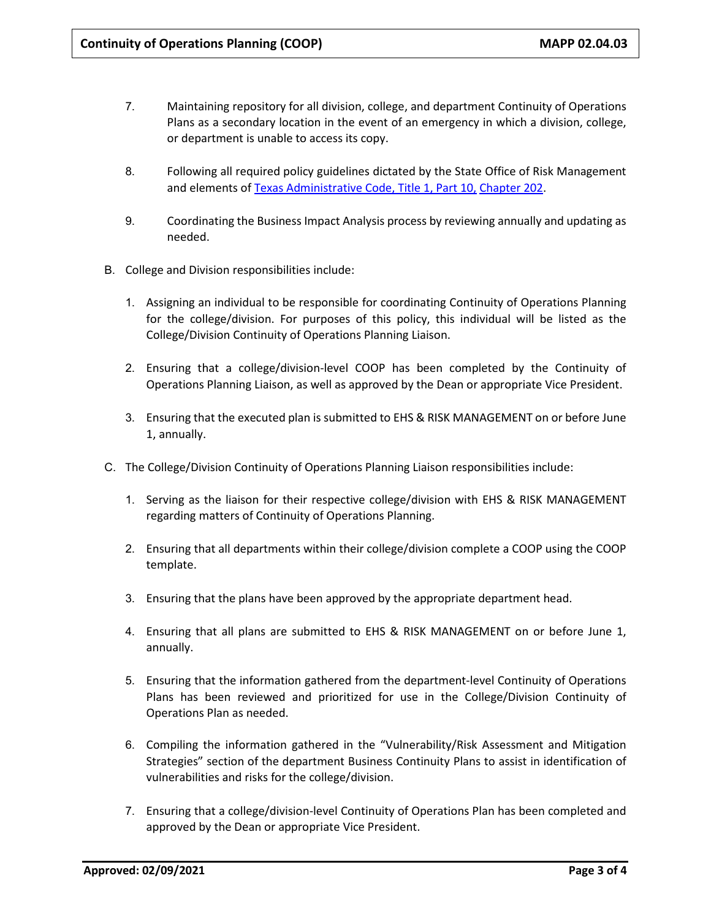7. Maintaining repository for all division, college, and department Continuity of Operations Plans as a secondary location in the event of an emergency in which a division, college, or department is unable to access its copy.

8. Following all required policy guidelines dictated by the State Office of Risk Management and elements of [Texas Administrative Code, Title 1, Part 10,](#) [Chapter 202](#).

9. Coordinating the Business Impact Analysis process by reviewing annually and updating as needed.

B. College and Division responsibilities include:

   1. Assigning an individual to be responsible for coordinating Continuity of Operations Planning for the college/division. For purposes of this policy, this individual will be listed as the College/Division Continuity of Operations Planning Liaison.

   2. Ensuring that a college/division-level COOP has been completed by the Continuity of Operations Planning Liaison, as well as approved by the Dean or appropriate Vice President.

   3. Ensuring that the executed plan is submitted to EHS & RISK MANAGEMENT on or before June 1, annually.

C. The College/Division Continuity of Operations Planning Liaison responsibilities include:

   1. Serving as the liaison for their respective college/division with EHS & RISK MANAGEMENT regarding matters of Continuity of Operations Planning.

   2. Ensuring that all departments within their college/division complete a COOP using the COOP template.

   3. Ensuring that the plans have been approved by the appropriate department head.

   4. Ensuring that all plans are submitted to EHS & RISK MANAGEMENT on or before June 1, annually.

   5. Ensuring that the information gathered from the department-level Continuity of Operations Plans has been reviewed and prioritized for use in the College/Division Continuity of Operations Plan as needed.

   6. Compiling the information gathered in the "Vulnerability/Risk Assessment and Mitigation Strategies" section of the department Business Continuity Plans to assist in identification of vulnerabilities and risks for the college/division.

   7. Ensuring that a college/division-level Continuity of Operations Plan has been completed and approved by the Dean or appropriate Vice President.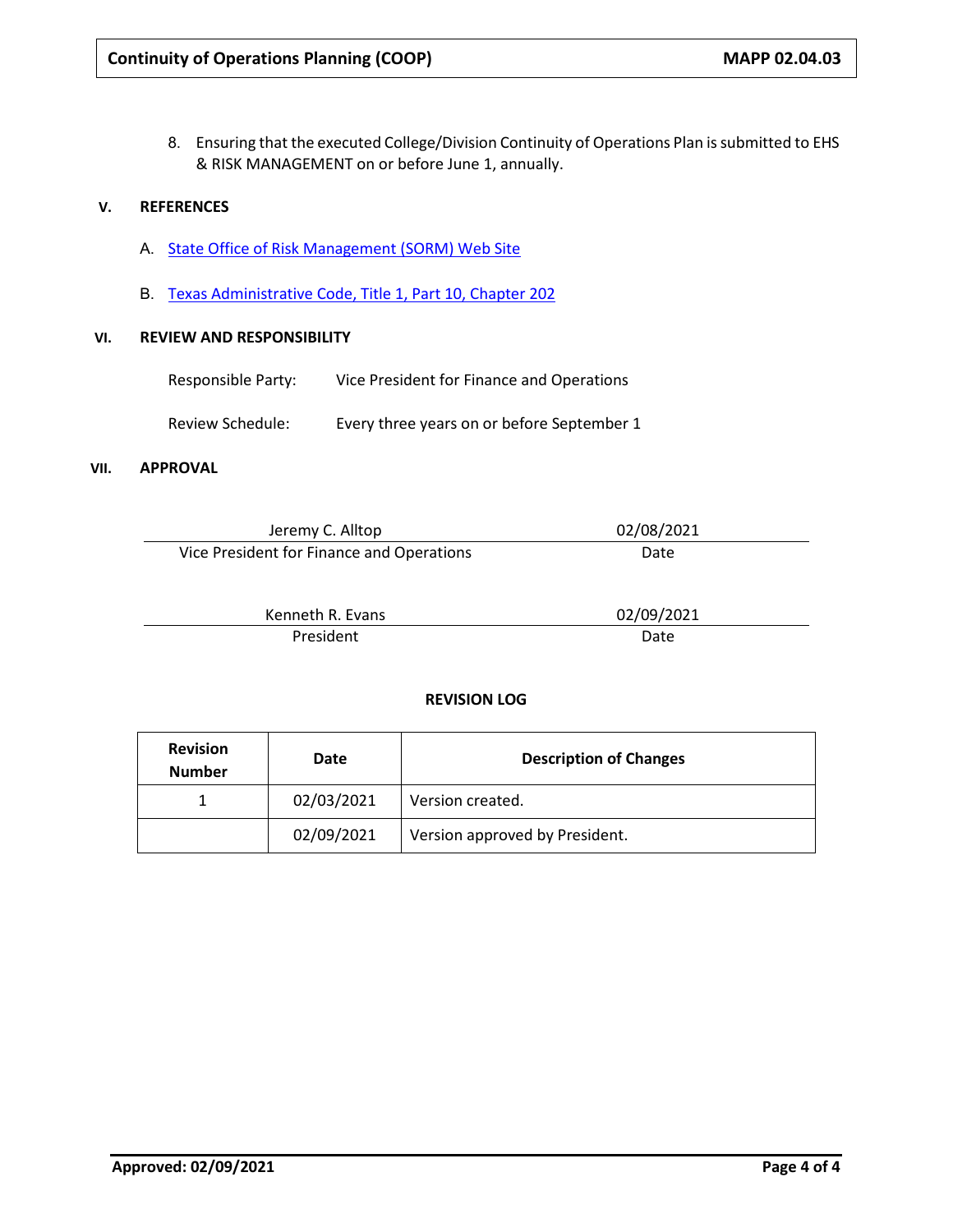8. Ensuring that the executed College/Division Continuity of Operations Plan is submitted to EHS & RISK MANAGEMENT on or before June 1, annually.

## V. REFERENCES

A. State Office of Risk Management (SORM) Web Site

B. Texas Administrative Code, Title 1, Part 10, Chapter 202

## VI. REVIEW AND RESPONSIBILITY

Responsible Party: Vice President for Finance and Operations

Review Schedule: Every three years on or before September 1

## VII. APPROVAL

Jeremy C. Alltop — 02/08/2021
Vice President for Finance and Operations — Date

Kenneth R. Evans — 02/09/2021
President — Date

**REVISION LOG**

| Revision Number | Date | Description of Changes |
| --- | --- | --- |
| 1 | 02/03/2021 | Version created. |
| | 02/09/2021 | Version approved by President. |